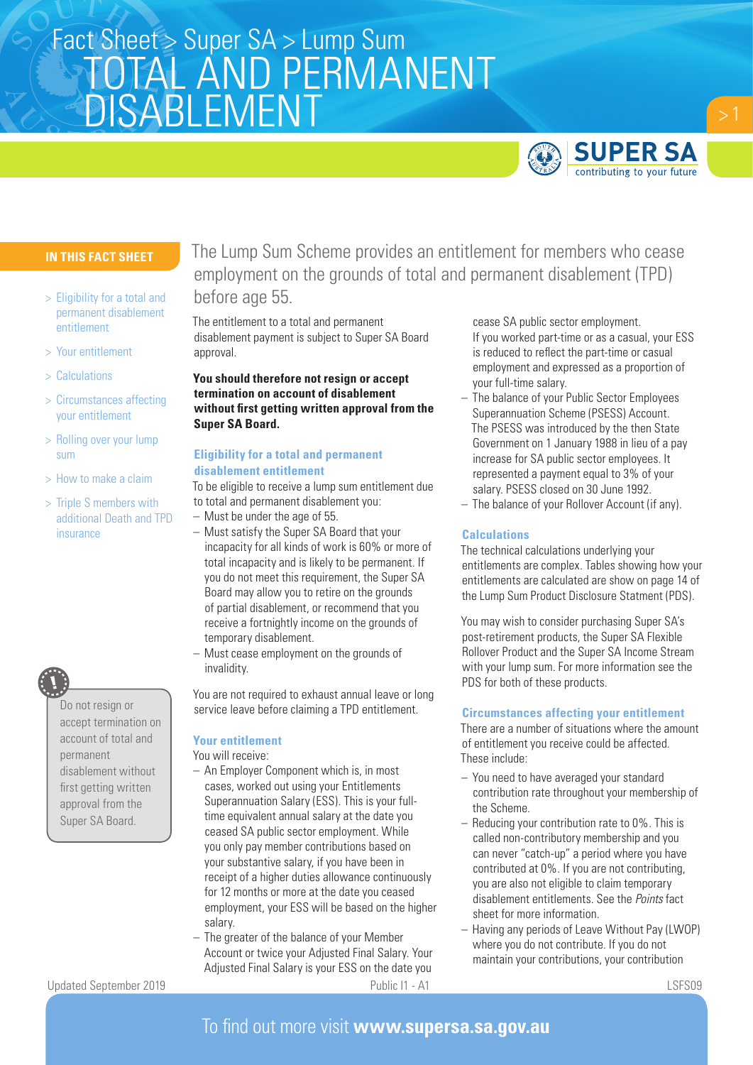Fact Sheet > Super SA > Lump Sum

# TOTAL AND PERMANENT DISABLEMENT

**IN THIS FACT SHEET**

- > Eligibility for a total and permanent disablement entitlement
- > Your entitlement
- > Calculations
- > Circumstances affecting your entitlement
- > Rolling over your lump sum
- > How to make a claim
- > Triple S members with additional Death and TPD insurance

Do not resign or accept termination on account of total and permanent disablement without first getting written approval from the Super SA Board.

The Lump Sum Scheme provides an entitlement for members who cease employment on the grounds of total and permanent disablement (TPD) before age 55.

The entitlement to a total and permanent disablement payment is subject to Super SA Board approval.

**You should therefore not resign or accept termination on account of disablement without first getting written approval from the Super SA Board.**

## Eligibility for a total and permanent disablement entitlement

To be eligible to receive a lump sum entitlement due to total and permanent disablement you:

- Must be under the age of 55.
- Must satisfy the Super SA Board that your incapacity for all kinds of work is 60% or more of total incapacity and is likely to be permanent. If you do not meet this requirement, the Super SA Board may allow you to retire on the grounds of partial disablement, or recommend that you receive a fortnightly income on the grounds of temporary disablement.
- Must cease employment on the grounds of invalidity.

You are not required to exhaust annual leave or long service leave before claiming a TPD entitlement.

## Your entitlement

You will receive:

- An Employer Component which is, in most cases, worked out using your Entitlements Superannuation Salary (ESS). This is your full-time equivalent annual salary at the date you ceased SA public sector employment. While you only pay member contributions based on your substantive salary, if you have been in receipt of a higher duties allowance continuously for 12 months or more at the date you ceased employment, your ESS will be based on the higher salary.
- The greater of the balance of your Member Account or twice your Adjusted Final Salary. Your Adjusted Final Salary is your ESS on the date you cease SA public sector employment.
  If you worked part-time or as a casual, your ESS is reduced to reflect the part-time or casual employment and expressed as a proportion of your full-time salary.
- The balance of your Public Sector Employees Superannuation Scheme (PSESS) Account. The PSESS was introduced by the then State Government on 1 January 1988 in lieu of a pay increase for SA public sector employees. It represented a payment equal to 3% of your salary. PSESS closed on 30 June 1992.
- The balance of your Rollover Account (if any).

## Calculations

The technical calculations underlying your entitlements are complex. Tables showing how your entitlements are calculated are show on page 14 of the Lump Sum Product Disclosure Statment (PDS).

You may wish to consider purchasing Super SA's post-retirement products, the Super SA Flexible Rollover Product and the Super SA Income Stream with your lump sum. For more information see the PDS for both of these products.

## Circumstances affecting your entitlement

There are a number of situations where the amount of entitlement you receive could be affected. These include:

- You need to have averaged your standard contribution rate throughout your membership of the Scheme.
- Reducing your contribution rate to 0%. This is called non-contributory membership and you can never "catch-up" a period where you have contributed at 0%. If you are not contributing, you are also not eligible to claim temporary disablement entitlements. See the *Points* fact sheet for more information.
- Having any periods of Leave Without Pay (LWOP) where you do not contribute. If you do not maintain your contributions, your contribution

Updated September 2019 Public I1 - A1 LSFS09

To find out more visit **www.supersa.sa.gov.au**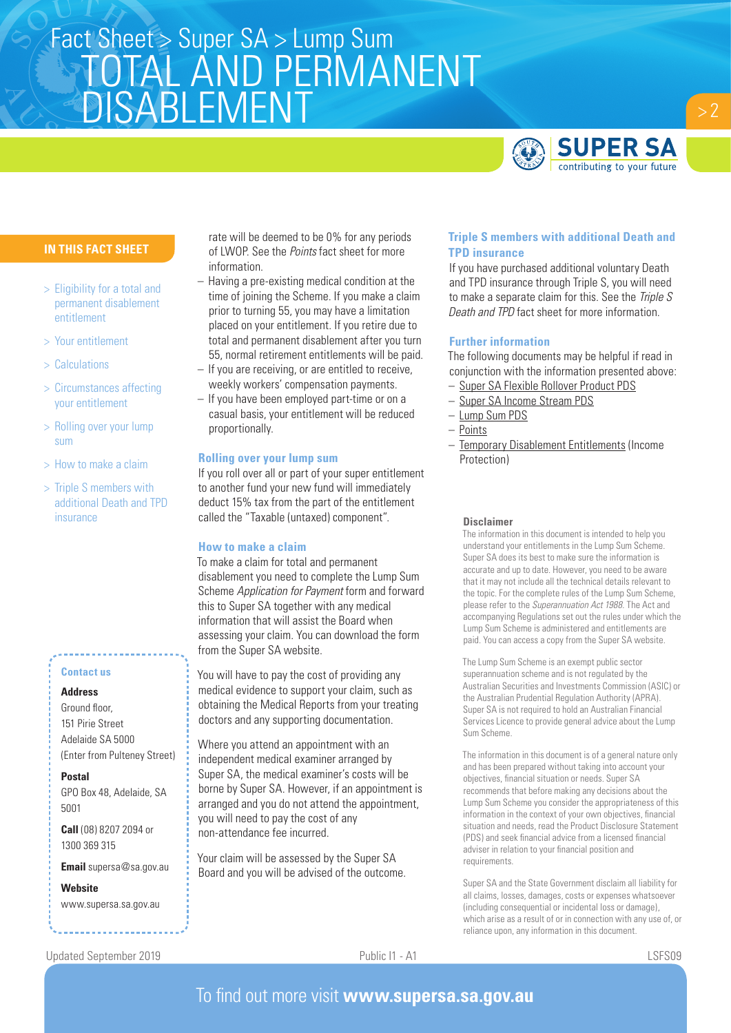# Fact Sheet > Super SA > Lump Sum
# TOTAL AND PERMANENT DISABLEMENT

**IN THIS FACT SHEET**

- > Eligibility for a total and permanent disablement entitlement
- > Your entitlement
- > Calculations
- > Circumstances affecting your entitlement
- > Rolling over your lump sum
- > How to make a claim
- > Triple S members with additional Death and TPD insurance

rate will be deemed to be 0% for any periods of LWOP. See the *Points* fact sheet for more information.

- Having a pre-existing medical condition at the time of joining the Scheme. If you make a claim prior to turning 55, you may have a limitation placed on your entitlement. If you retire due to total and permanent disablement after you turn 55, normal retirement entitlements will be paid.
- If you are receiving, or are entitled to receive, weekly workers' compensation payments.
- If you have been employed part-time or on a casual basis, your entitlement will be reduced proportionally.

## Rolling over your lump sum

If you roll over all or part of your super entitlement to another fund your new fund will immediately deduct 15% tax from the part of the entitlement called the "Taxable (untaxed) component".

## How to make a claim

To make a claim for total and permanent disablement you need to complete the Lump Sum Scheme *Application for Payment* form and forward this to Super SA together with any medical information that will assist the Board when assessing your claim. You can download the form from the Super SA website.

You will have to pay the cost of providing any medical evidence to support your claim, such as obtaining the Medical Reports from your treating doctors and any supporting documentation.

Where you attend an appointment with an independent medical examiner arranged by Super SA, the medical examiner's costs will be borne by Super SA. However, if an appointment is arranged and you do not attend the appointment, you will need to pay the cost of any non-attendance fee incurred.

Your claim will be assessed by the Super SA Board and you will be advised of the outcome.

## Triple S members with additional Death and TPD insurance

If you have purchased additional voluntary Death and TPD insurance through Triple S, you will need to make a separate claim for this. See the *Triple S Death and TPD* fact sheet for more information.

## Further information

The following documents may be helpful if read in conjunction with the information presented above:

- Super SA Flexible Rollover Product PDS
- Super SA Income Stream PDS
- Lump Sum PDS
- Points
- Temporary Disablement Entitlements (Income Protection)

**Contact us**

**Address**
Ground floor,
151 Pirie Street
Adelaide SA 5000
(Enter from Pulteney Street)

**Postal**
GPO Box 48, Adelaide, SA 5001

**Call** (08) 8207 2094 or 1300 369 315

**Email** supersa@sa.gov.au

**Website**
www.supersa.sa.gov.au

### Disclaimer

The information in this document is intended to help you understand your entitlements in the Lump Sum Scheme. Super SA does its best to make sure the information is accurate and up to date. However, you need to be aware that it may not include all the technical details relevant to the topic. For the complete rules of the Lump Sum Scheme, please refer to the *Superannuation Act 1988*. The Act and accompanying Regulations set out the rules under which the Lump Sum Scheme is administered and entitlements are paid. You can access a copy from the Super SA website.

The Lump Sum Scheme is an exempt public sector superannuation scheme and is not regulated by the Australian Securities and Investments Commission (ASIC) or the Australian Prudential Regulation Authority (APRA). Super SA is not required to hold an Australian Financial Services Licence to provide general advice about the Lump Sum Scheme.

The information in this document is of a general nature only and has been prepared without taking into account your objectives, financial situation or needs. Super SA recommends that before making any decisions about the Lump Sum Scheme you consider the appropriateness of this information in the context of your own objectives, financial situation and needs, read the Product Disclosure Statement (PDS) and seek financial advice from a licensed financial adviser in relation to your financial position and requirements.

Super SA and the State Government disclaim all liability for all claims, losses, damages, costs or expenses whatsoever (including consequential or incidental loss or damage), which arise as a result of or in connection with any use of, or reliance upon, any information in this document.

Updated September 2019    Public I1 - A1    LSFS09

To find out more visit **www.supersa.sa.gov.au**